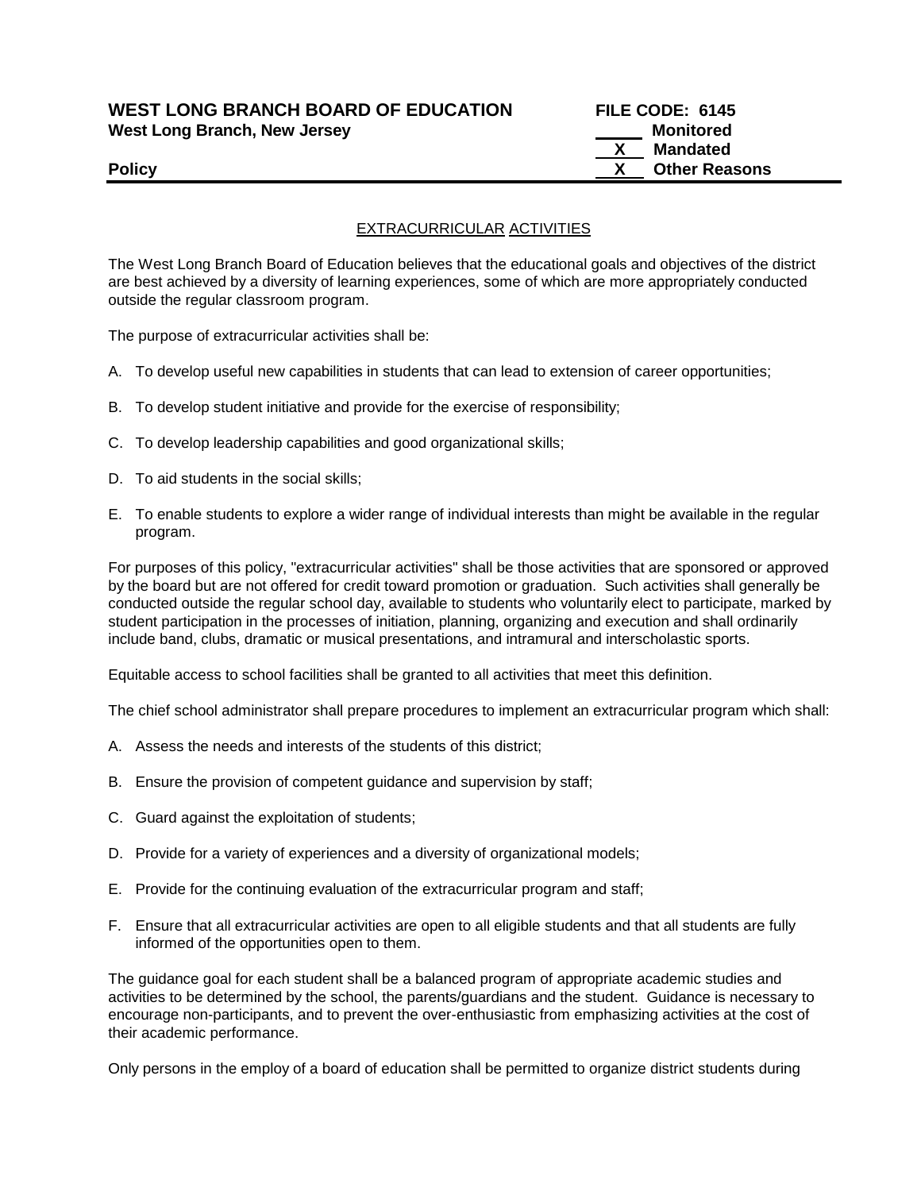**WEST LONG BRANCH BOARD OF EDUCATION** **FILE CODE: 6145**
**West Long Branch, New Jersey**

| | |
|---|---|
| ____ | **Monitored** |
| X | **Mandated** |
| X | **Other Reasons** |

**Policy**

## EXTRACURRICULAR ACTIVITIES

The West Long Branch Board of Education believes that the educational goals and objectives of the district are best achieved by a diversity of learning experiences, some of which are more appropriately conducted outside the regular classroom program.

The purpose of extracurricular activities shall be:

A. To develop useful new capabilities in students that can lead to extension of career opportunities;

B. To develop student initiative and provide for the exercise of responsibility;

C. To develop leadership capabilities and good organizational skills;

D. To aid students in the social skills;

E. To enable students to explore a wider range of individual interests than might be available in the regular program.

For purposes of this policy, "extracurricular activities" shall be those activities that are sponsored or approved by the board but are not offered for credit toward promotion or graduation. Such activities shall generally be conducted outside the regular school day, available to students who voluntarily elect to participate, marked by student participation in the processes of initiation, planning, organizing and execution and shall ordinarily include band, clubs, dramatic or musical presentations, and intramural and interscholastic sports.

Equitable access to school facilities shall be granted to all activities that meet this definition.

The chief school administrator shall prepare procedures to implement an extracurricular program which shall:

A. Assess the needs and interests of the students of this district;

B. Ensure the provision of competent guidance and supervision by staff;

C. Guard against the exploitation of students;

D. Provide for a variety of experiences and a diversity of organizational models;

E. Provide for the continuing evaluation of the extracurricular program and staff;

F. Ensure that all extracurricular activities are open to all eligible students and that all students are fully informed of the opportunities open to them.

The guidance goal for each student shall be a balanced program of appropriate academic studies and activities to be determined by the school, the parents/guardians and the student. Guidance is necessary to encourage non-participants, and to prevent the over-enthusiastic from emphasizing activities at the cost of their academic performance.

Only persons in the employ of a board of education shall be permitted to organize district students during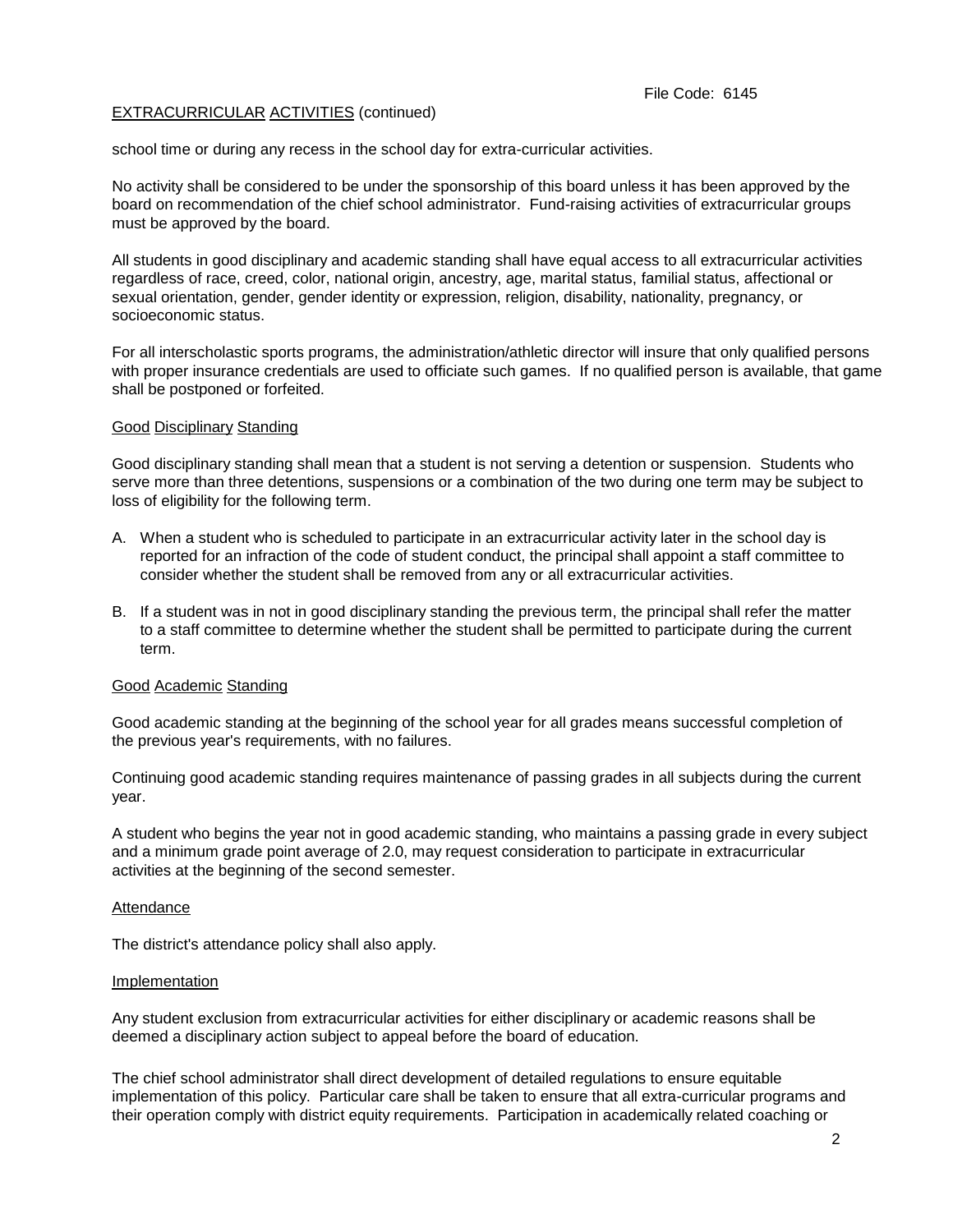school time or during any recess in the school day for extra-curricular activities.

No activity shall be considered to be under the sponsorship of this board unless it has been approved by the board on recommendation of the chief school administrator. Fund-raising activities of extracurricular groups must be approved by the board.

All students in good disciplinary and academic standing shall have equal access to all extracurricular activities regardless of race, creed, color, national origin, ancestry, age, marital status, familial status, affectional or sexual orientation, gender, gender identity or expression, religion, disability, nationality, pregnancy, or socioeconomic status.

For all interscholastic sports programs, the administration/athletic director will insure that only qualified persons with proper insurance credentials are used to officiate such games. If no qualified person is available, that game shall be postponed or forfeited.

## Good Disciplinary Standing

Good disciplinary standing shall mean that a student is not serving a detention or suspension. Students who serve more than three detentions, suspensions or a combination of the two during one term may be subject to loss of eligibility for the following term.

A. When a student who is scheduled to participate in an extracurricular activity later in the school day is reported for an infraction of the code of student conduct, the principal shall appoint a staff committee to consider whether the student shall be removed from any or all extracurricular activities.

B. If a student was in not in good disciplinary standing the previous term, the principal shall refer the matter to a staff committee to determine whether the student shall be permitted to participate during the current term.

## Good Academic Standing

Good academic standing at the beginning of the school year for all grades means successful completion of the previous year's requirements, with no failures.

Continuing good academic standing requires maintenance of passing grades in all subjects during the current year.

A student who begins the year not in good academic standing, who maintains a passing grade in every subject and a minimum grade point average of 2.0, may request consideration to participate in extracurricular activities at the beginning of the second semester.

## Attendance

The district's attendance policy shall also apply.

## Implementation

Any student exclusion from extracurricular activities for either disciplinary or academic reasons shall be deemed a disciplinary action subject to appeal before the board of education.

The chief school administrator shall direct development of detailed regulations to ensure equitable implementation of this policy. Particular care shall be taken to ensure that all extra-curricular programs and their operation comply with district equity requirements. Participation in academically related coaching or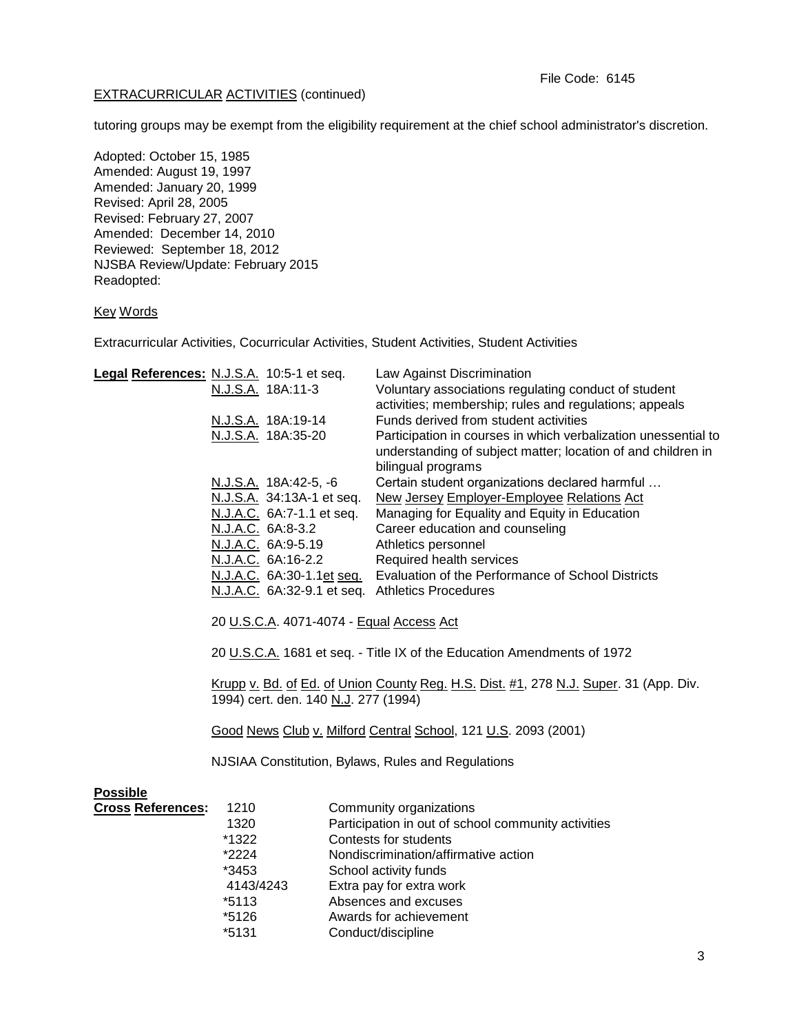File Code: 6145

EXTRACURRICULAR ACTIVITIES (continued)

tutoring groups may be exempt from the eligibility requirement at the chief school administrator's discretion.

Adopted: October 15, 1985
Amended: August 19, 1997
Amended: January 20, 1999
Revised: April 28, 2005
Revised: February 27, 2007
Amended: December 14, 2010
Reviewed: September 18, 2012
NJSBA Review/Update: February 2015
Readopted:

Key Words

Extracurricular Activities, Cocurricular Activities, Student Activities, Student Activities

**Legal References:**

| | |
|---|---|
| N.J.S.A. 10:5-1 et seq. | Law Against Discrimination |
| N.J.S.A. 18A:11-3 | Voluntary associations regulating conduct of student activities; membership; rules and regulations; appeals |
| N.J.S.A. 18A:19-14 | Funds derived from student activities |
| N.J.S.A. 18A:35-20 | Participation in courses in which verbalization unessential to understanding of subject matter; location of and children in bilingual programs |
| N.J.S.A. 18A:42-5, -6 | Certain student organizations declared harmful … |
| N.J.S.A. 34:13A-1 et seq. | New Jersey Employer-Employee Relations Act |
| N.J.A.C. 6A:7-1.1 et seq. | Managing for Equality and Equity in Education |
| N.J.A.C. 6A:8-3.2 | Career education and counseling |
| N.J.A.C. 6A:9-5.19 | Athletics personnel |
| N.J.A.C. 6A:16-2.2 | Required health services |
| N.J.A.C. 6A:30-1.1et seq. | Evaluation of the Performance of School Districts |
| N.J.A.C. 6A:32-9.1 et seq. | Athletics Procedures |

20 U.S.C.A. 4071-4074 - Equal Access Act

20 U.S.C.A. 1681 et seq. - Title IX of the Education Amendments of 1972

Krupp v. Bd. of Ed. of Union County Reg. H.S. Dist. #1, 278 N.J. Super. 31 (App. Div. 1994) cert. den. 140 N.J. 277 (1994)

Good News Club v. Milford Central School, 121 U.S. 2093 (2001)

NJSIAA Constitution, Bylaws, Rules and Regulations

**Possible Cross References:**

| | |
|---|---|
| 1210 | Community organizations |
| 1320 | Participation in out of school community activities |
| *1322 | Contests for students |
| *2224 | Nondiscrimination/affirmative action |
| *3453 | School activity funds |
| 4143/4243 | Extra pay for extra work |
| *5113 | Absences and excuses |
| *5126 | Awards for achievement |
| *5131 | Conduct/discipline |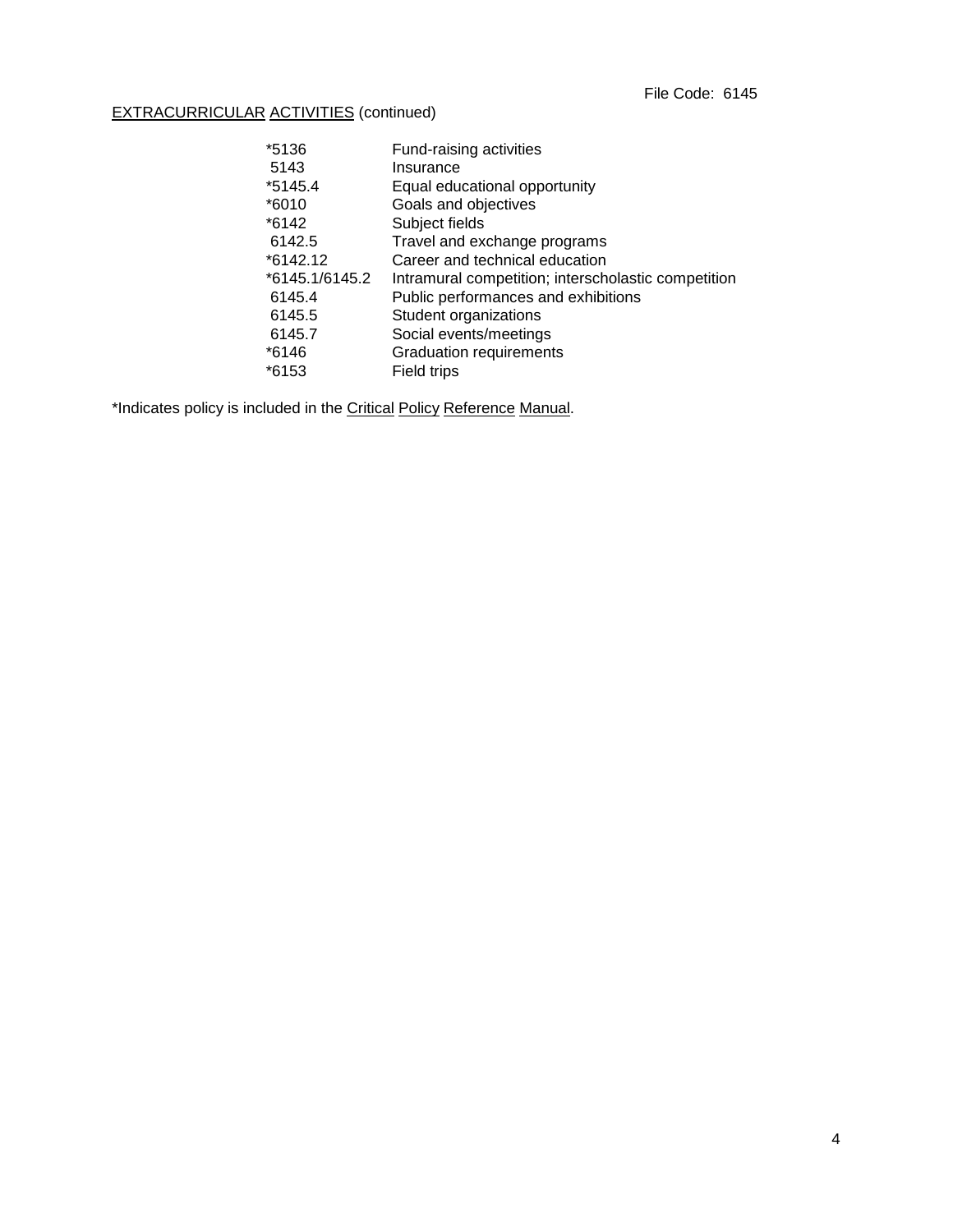File Code: 6145

EXTRACURRICULAR ACTIVITIES (continued)

| | |
|---|---|
| *5136 | Fund-raising activities |
| 5143 | Insurance |
| *5145.4 | Equal educational opportunity |
| *6010 | Goals and objectives |
| *6142 | Subject fields |
| 6142.5 | Travel and exchange programs |
| *6142.12 | Career and technical education |
| *6145.1/6145.2 | Intramural competition; interscholastic competition |
| 6145.4 | Public performances and exhibitions |
| 6145.5 | Student organizations |
| 6145.7 | Social events/meetings |
| *6146 | Graduation requirements |
| *6153 | Field trips |

*Indicates policy is included in the Critical Policy Reference Manual.